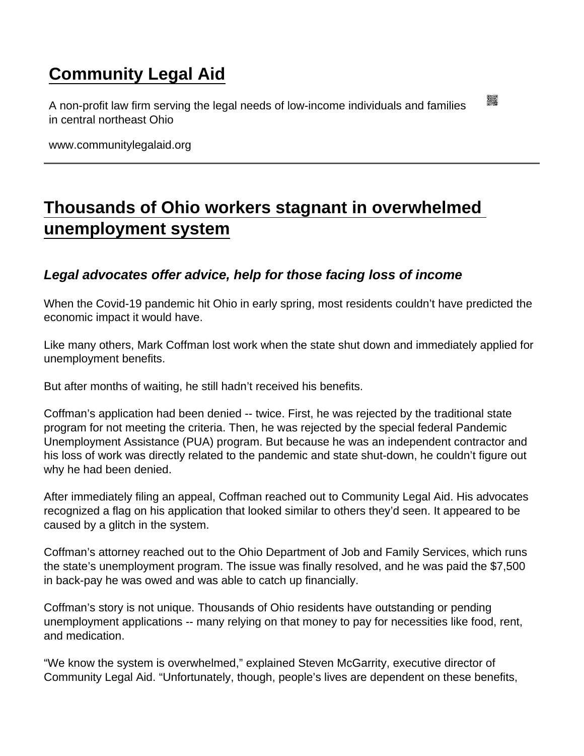# Community Legal Aid

A non-profit law firm serving the legal needs of low-income individuals and families in central northeast Ohio

www.communitylegalaid.org

## Thousands of Ohio workers stagnant in overwhelmed unemployment system

### *Legal advocates offer advice, help for those facing loss of income*

When the Covid-19 pandemic hit Ohio in early spring, most residents couldn't have predicted the economic impact it would have.

Like many others, Mark Coffman lost work when the state shut down and immediately applied for unemployment benefits.

But after months of waiting, he still hadn't received his benefits.

Coffman's application had been denied -- twice. First, he was rejected by the traditional state program for not meeting the criteria. Then, he was rejected by the special federal Pandemic Unemployment Assistance (PUA) program. But because he was an independent contractor and his loss of work was directly related to the pandemic and state shut-down, he couldn't figure out why he had been denied.

After immediately filing an appeal, Coffman reached out to Community Legal Aid. His advocates recognized a flag on his application that looked similar to others they'd seen. It appeared to be caused by a glitch in the system.

Coffman's attorney reached out to the Ohio Department of Job and Family Services, which runs the state's unemployment program. The issue was finally resolved, and he was paid the $7,500 in back-pay he was owed and was able to catch up financially.

Coffman's story is not unique. Thousands of Ohio residents have outstanding or pending unemployment applications -- many relying on that money to pay for necessities like food, rent, and medication.

"We know the system is overwhelmed," explained Steven McGarrity, executive director of Community Legal Aid. "Unfortunately, though, people's lives are dependent on these benefits,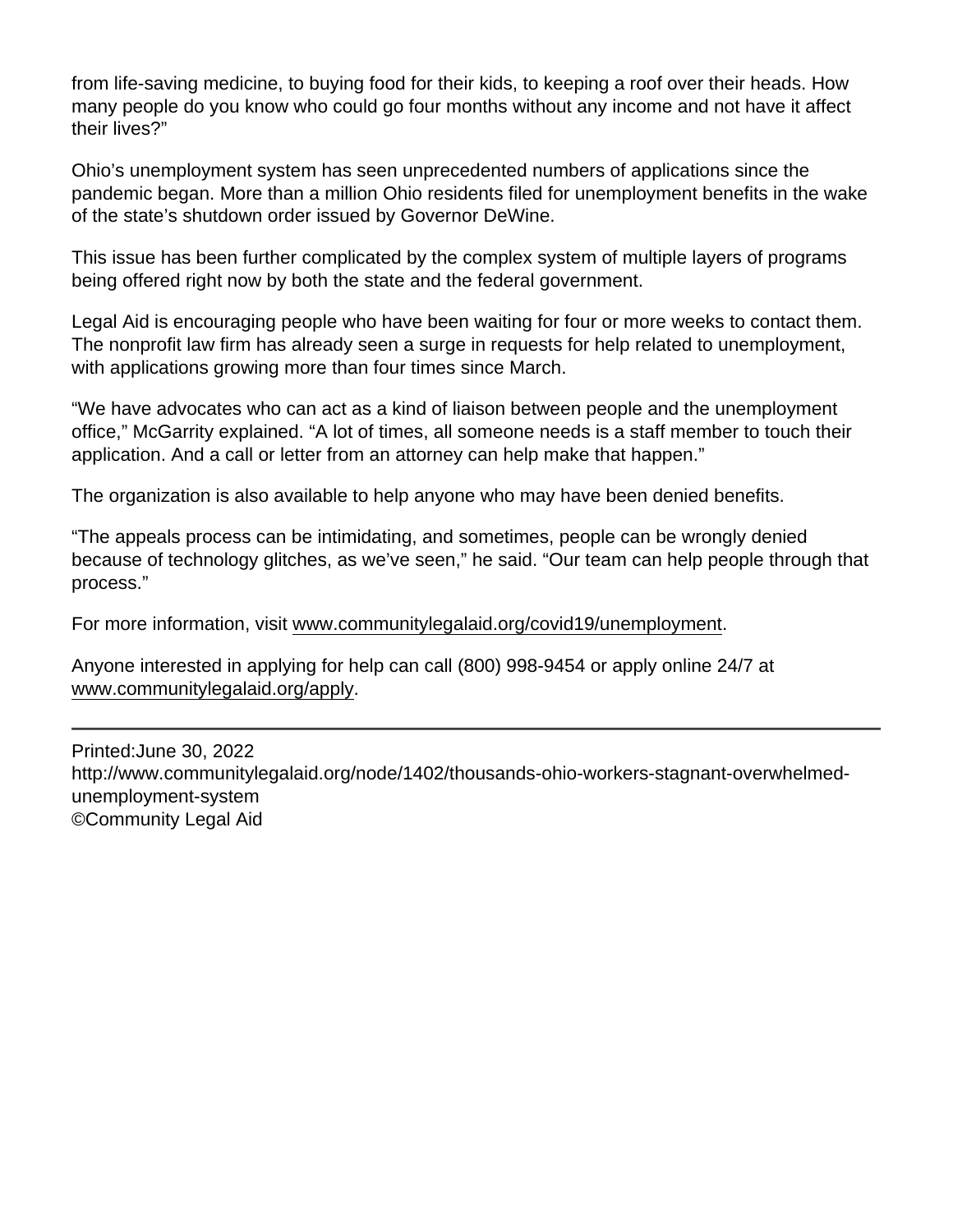from life-saving medicine, to buying food for their kids, to keeping a roof over their heads. How many people do you know who could go four months without any income and not have it affect their lives?"

Ohio's unemployment system has seen unprecedented numbers of applications since the pandemic began. More than a million Ohio residents filed for unemployment benefits in the wake of the state's shutdown order issued by Governor DeWine.

This issue has been further complicated by the complex system of multiple layers of programs being offered right now by both the state and the federal government.

Legal Aid is encouraging people who have been waiting for four or more weeks to contact them. The nonprofit law firm has already seen a surge in requests for help related to unemployment, with applications growing more than four times since March.

"We have advocates who can act as a kind of liaison between people and the unemployment office," McGarrity explained. "A lot of times, all someone needs is a staff member to touch their application. And a call or letter from an attorney can help make that happen."

The organization is also available to help anyone who may have been denied benefits.

"The appeals process can be intimidating, and sometimes, people can be wrongly denied because of technology glitches, as we've seen," he said. "Our team can help people through that process."

For more information, visit www.communitylegalaid.org/covid19/unemployment.

Anyone interested in applying for help can call (800) 998-9454 or apply online 24/7 at www.communitylegalaid.org/apply.

---

Printed:June 30, 2022
http://www.communitylegalaid.org/node/1402/thousands-ohio-workers-stagnant-overwhelmed-unemployment-system
©Community Legal Aid